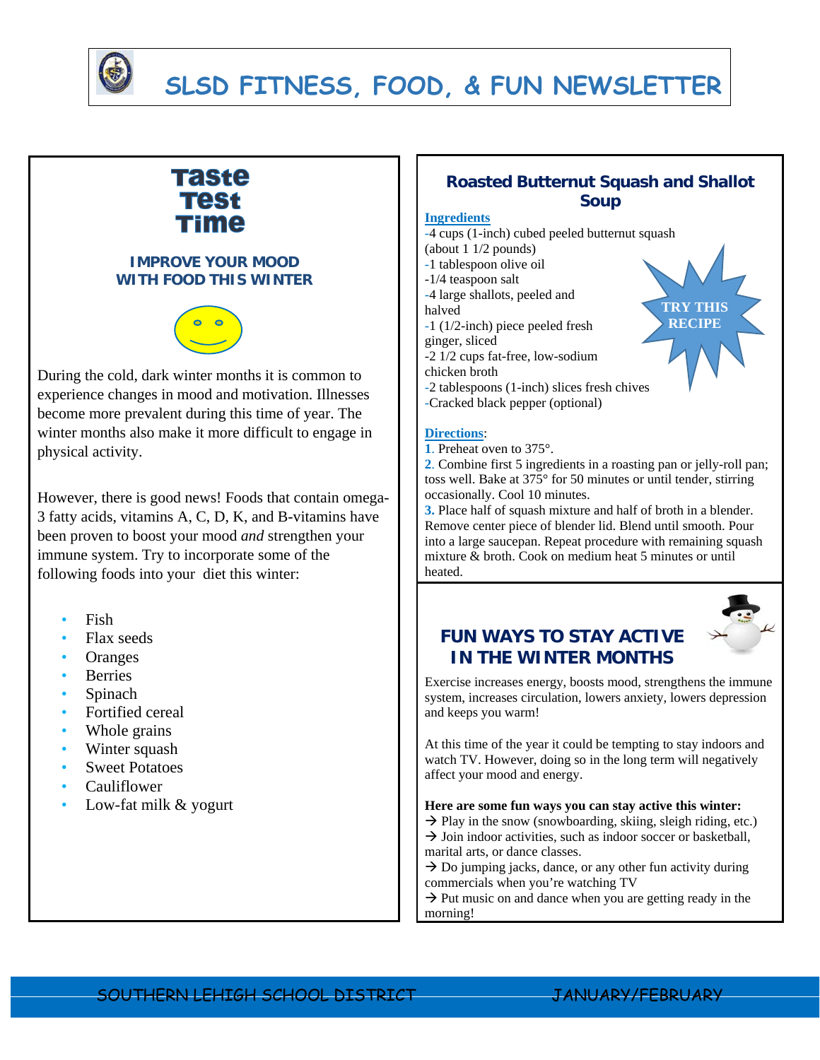# SLSD FITNESS, FOOD, & FUN NEWSLETTER

## Taste Test Time

### IMPROVE YOUR MOOD WITH FOOD THIS WINTER

During the cold, dark winter months it is common to experience changes in mood and motivation. Illnesses become more prevalent during this time of year. The winter months also make it more difficult to engage in physical activity.

However, there is good news! Foods that contain omega-3 fatty acids, vitamins A, C, D, K, and B-vitamins have been proven to boost your mood *and* strengthen your immune system. Try to incorporate some of the following foods into your diet this winter:

- Fish
- Flax seeds
- Oranges
- Berries
- Spinach
- Fortified cereal
- Whole grains
- Winter squash
- Sweet Potatoes
- Cauliflower
- Low-fat milk & yogurt

## Roasted Butternut Squash and Shallot Soup

TRY THIS RECIPE

**Ingredients**

-4 cups (1-inch) cubed peeled butternut squash (about 1 1/2 pounds)
-1 tablespoon olive oil
-1/4 teaspoon salt
-4 large shallots, peeled and halved
-1 (1/2-inch) piece peeled fresh ginger, sliced
-2 1/2 cups fat-free, low-sodium chicken broth
-2 tablespoons (1-inch) slices fresh chives
-Cracked black pepper (optional)

**Directions**:

**1**. Preheat oven to 375°.
**2**. Combine first 5 ingredients in a roasting pan or jelly-roll pan; toss well. Bake at 375° for 50 minutes or until tender, stirring occasionally. Cool 10 minutes.
**3.** Place half of squash mixture and half of broth in a blender. Remove center piece of blender lid. Blend until smooth. Pour into a large saucepan. Repeat procedure with remaining squash mixture & broth. Cook on medium heat 5 minutes or until heated.

## FUN WAYS TO STAY ACTIVE IN THE WINTER MONTHS

Exercise increases energy, boosts mood, strengthens the immune system, increases circulation, lowers anxiety, lowers depression and keeps you warm!

At this time of the year it could be tempting to stay indoors and watch TV. However, doing so in the long term will negatively affect your mood and energy.

**Here are some fun ways you can stay active this winter:**

→ Play in the snow (snowboarding, skiing, sleigh riding, etc.)
→ Join indoor activities, such as indoor soccer or basketball, marital arts, or dance classes.
→ Do jumping jacks, dance, or any other fun activity during commercials when you're watching TV
→ Put music on and dance when you are getting ready in the morning!

SOUTHERN LEHIGH SCHOOL DISTRICT JANUARY/FEBRUARY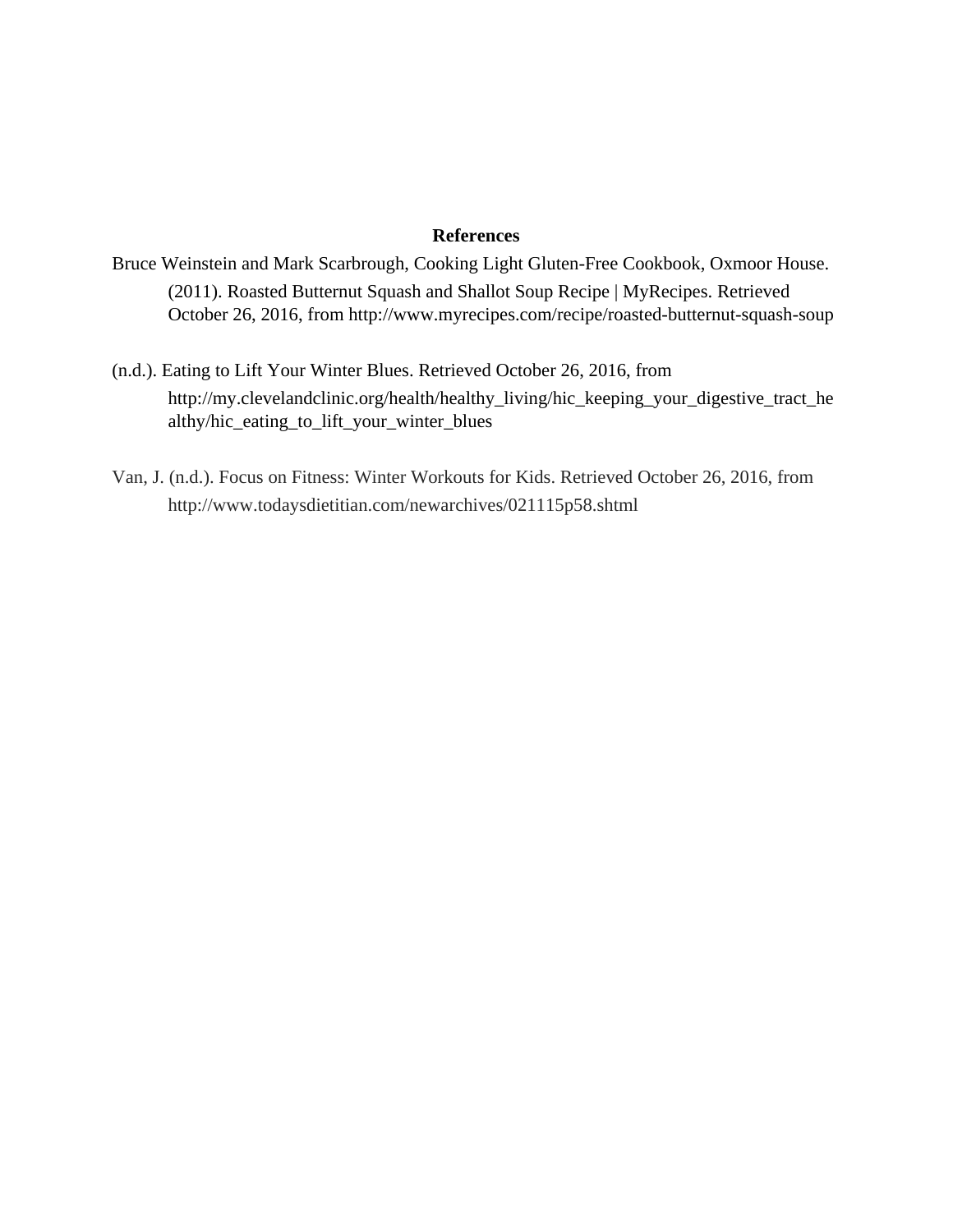## References

Bruce Weinstein and Mark Scarbrough, Cooking Light Gluten-Free Cookbook, Oxmoor House. (2011). Roasted Butternut Squash and Shallot Soup Recipe | MyRecipes. Retrieved October 26, 2016, from http://www.myrecipes.com/recipe/roasted-butternut-squash-soup

(n.d.). Eating to Lift Your Winter Blues. Retrieved October 26, 2016, from http://my.clevelandclinic.org/health/healthy_living/hic_keeping_your_digestive_tract_healthy/hic_eating_to_lift_your_winter_blues

Van, J. (n.d.). Focus on Fitness: Winter Workouts for Kids. Retrieved October 26, 2016, from http://www.todaysdietitian.com/newarchives/021115p58.shtml